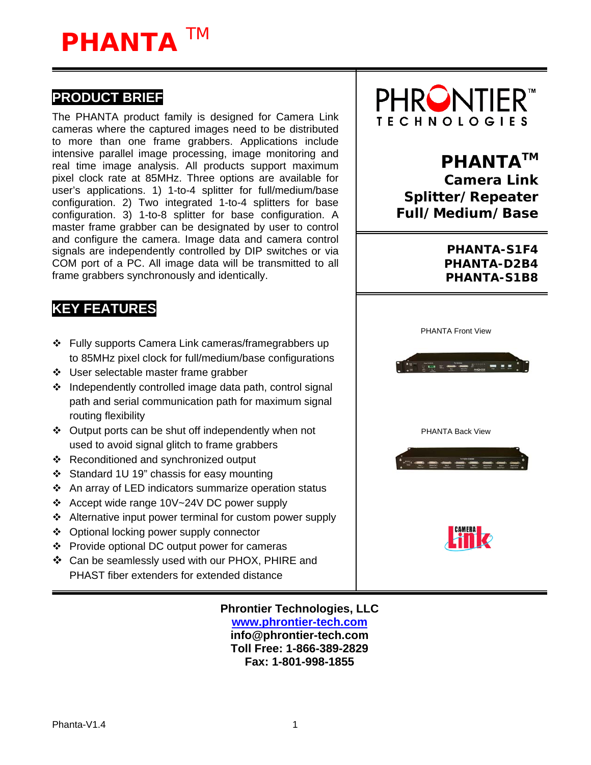# PHANTA ™

## PRODUCT BRIEF

The PHANTA product family is designed for Camera Link cameras where the captured images need to be distributed to more than one frame grabbers. Applications include intensive parallel image processing, image monitoring and real time image analysis. All products support maximum pixel clock rate at 85MHz. Three options are available for user's applications. 1) 1-to-4 splitter for full/medium/base configuration. 2) Two integrated 1-to-4 splitters for base configuration. 3) 1-to-8 splitter for base configuration. A master frame grabber can be designated by user to control and configure the camera. Image data and camera control signals are independently controlled by DIP switches or via COM port of a PC. All image data will be transmitted to all frame grabbers synchronously and identically.

## KEY FEATURES

- Fully supports Camera Link cameras/framegrabbers up to 85MHz pixel clock for full/medium/base configurations
- User selectable master frame grabber
- Independently controlled image data path, control signal path and serial communication path for maximum signal routing flexibility
- Output ports can be shut off independently when not used to avoid signal glitch to frame grabbers
- Reconditioned and synchronized output
- Standard 1U 19" chassis for easy mounting
- An array of LED indicators summarize operation status
- Accept wide range 10V~24V DC power supply
- Alternative input power terminal for custom power supply
- Optional locking power supply connector
- Provide optional DC output power for cameras
- Can be seamlessly used with our PHOX, PHIRE and PHAST fiber extenders for extended distance

PHRONTIER™ TECHNOLOGIES

**PHANTA™ Camera Link Splitter/Repeater Full/Medium/Base**

**PHANTA-S1F4**
**PHANTA-D2B4**
**PHANTA-S1B8**

PHANTA Front View

PHANTA Back View

**Phrontier Technologies, LLC**
**www.phrontier-tech.com**
**info@phrontier-tech.com**
**Toll Free: 1-866-389-2829**
**Fax: 1-801-998-1855**

Phanta-V1.4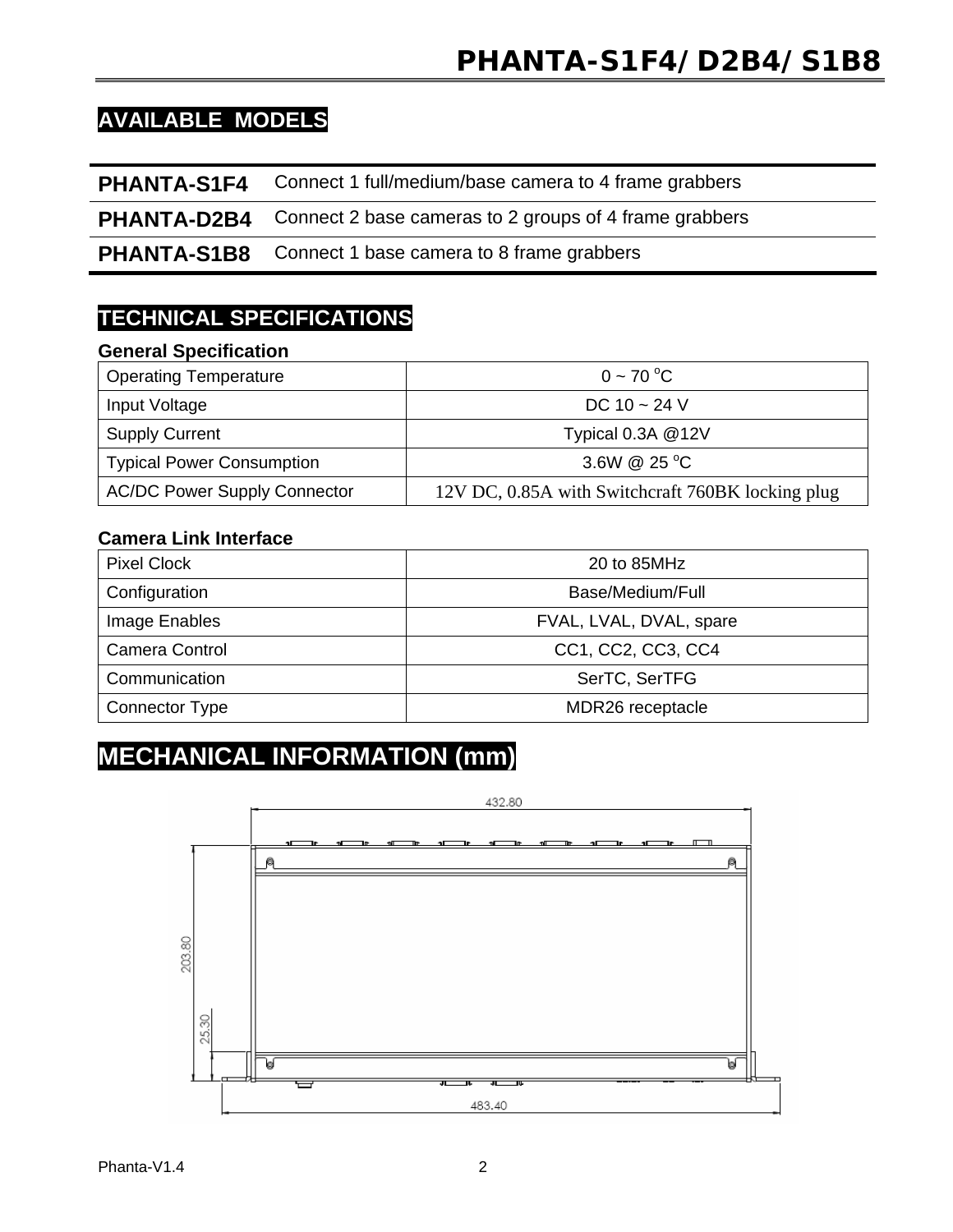## AVAILABLE MODELS

| | |
|---|---|
| **PHANTA-S1F4** | Connect 1 full/medium/base camera to 4 frame grabbers |
| **PHANTA-D2B4** | Connect 2 base cameras to 2 groups of 4 frame grabbers |
| **PHANTA-S1B8** | Connect 1 base camera to 8 frame grabbers |

## TECHNICAL SPECIFICATIONS

### General Specification

| | |
|---|---|
| Operating Temperature | 0 ~ 70 $^{o}$C |
| Input Voltage | DC 10 ~ 24 V |
| Supply Current | Typical 0.3A @12V |
| Typical Power Consumption | 3.6W @ 25 $^{o}$C |
| AC/DC Power Supply Connector | 12V DC, 0.85A with Switchcraft 760BK locking plug |

### Camera Link Interface

| | |
|---|---|
| Pixel Clock | 20 to 85MHz |
| Configuration | Base/Medium/Full |
| Image Enables | FVAL, LVAL, DVAL, spare |
| Camera Control | CC1, CC2, CC3, CC4 |
| Communication | SerTC, SerTFG |
| Connector Type | MDR26 receptacle |

## MECHANICAL INFORMATION (mm)

432.80

203.80

25.30

483.40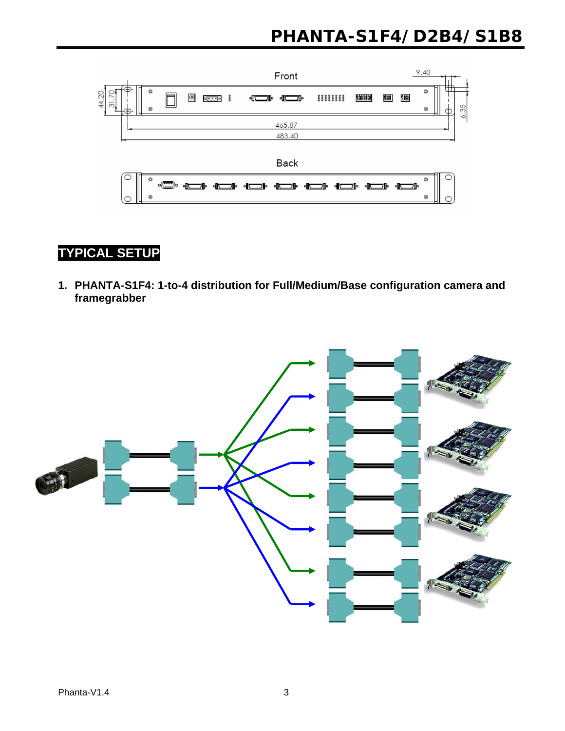## TYPICAL SETUP

1. **PHANTA-S1F4: 1-to-4 distribution for Full/Medium/Base configuration camera and framegrabber**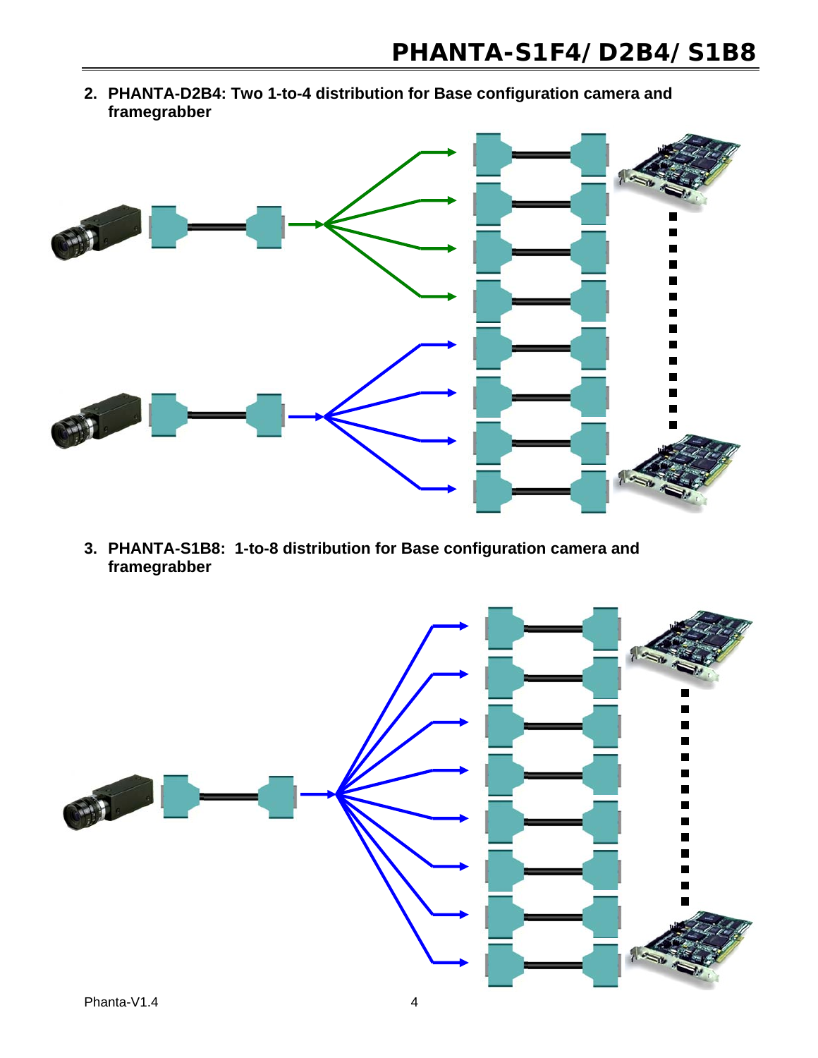2. **PHANTA-D2B4: Two 1-to-4 distribution for Base configuration camera and framegrabber**

3. **PHANTA-S1B8: 1-to-8 distribution for Base configuration camera and framegrabber**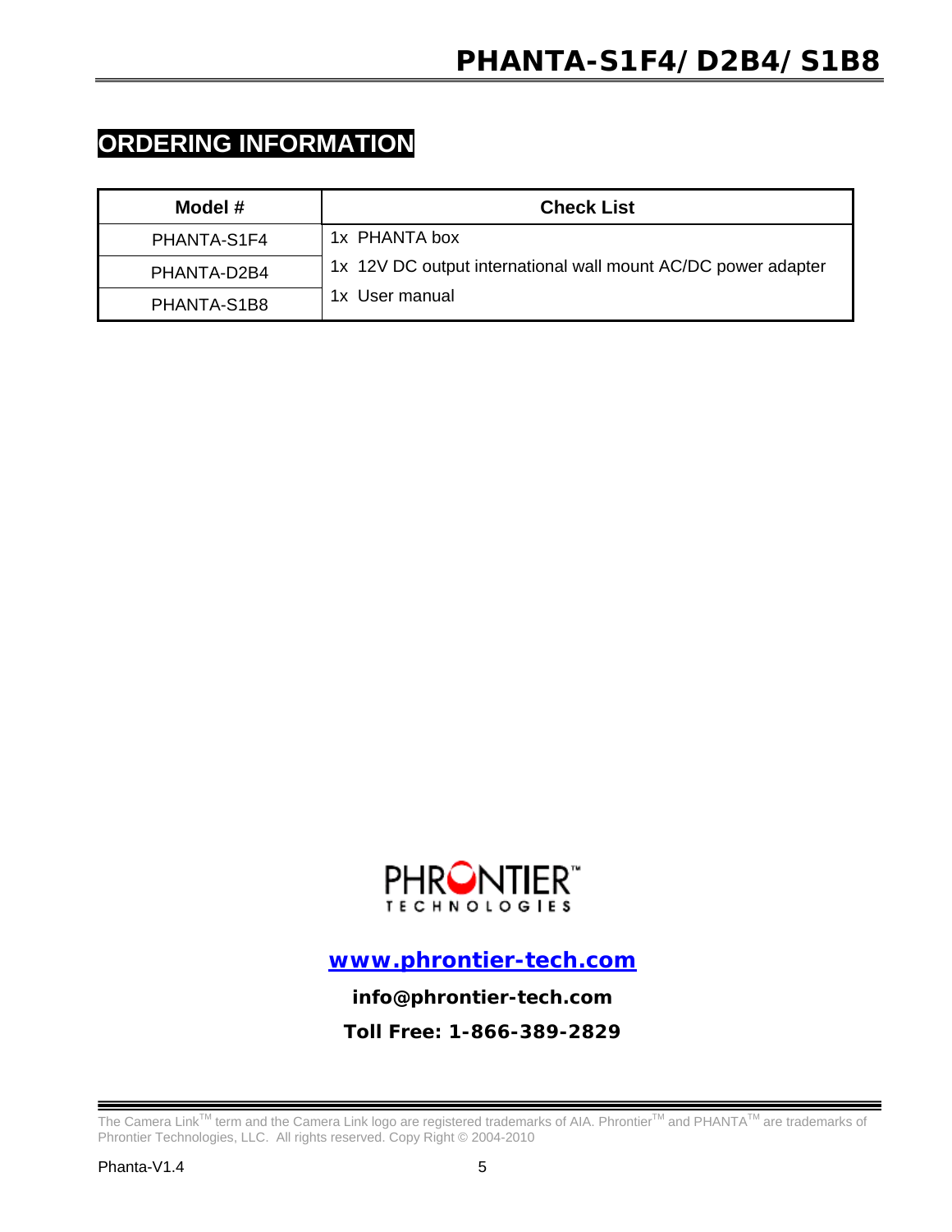## ORDERING INFORMATION

| Model # | Check List |
|---|---|
| PHANTA-S1F4 | 1x PHANTA box |
| PHANTA-D2B4 | 1x 12V DC output international wall mount AC/DC power adapter |
| PHANTA-S1B8 | 1x User manual |

PHRONTIER™ TECHNOLOGIES

**www.phrontier-tech.com**

**info@phrontier-tech.com**

**Toll Free: 1-866-389-2829**

The Camera Link™ term and the Camera Link logo are registered trademarks of AIA. Phrontier™ and PHANTA™ are trademarks of Phrontier Technologies, LLC. All rights reserved. Copy Right © 2004-2010

Phanta-V1.4